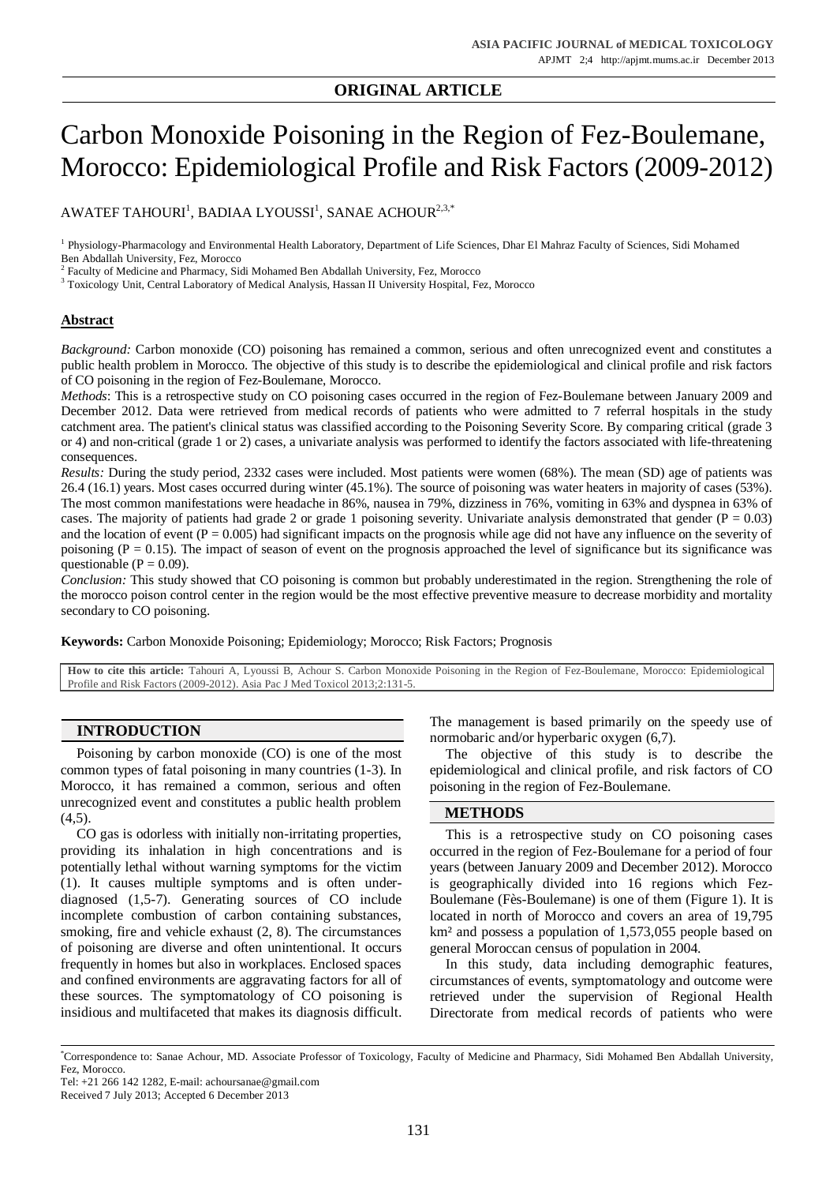**ORIGINAL ARTICLE**

# Carbon Monoxide Poisoning in the Region of Fez-Boulemane, Morocco: Epidemiological Profile and Risk Factors (2009-2012)

AWATEF TAHOURI[1], BADIAA LYOUSSI[1], SANAE ACHOUR[2,3,*]

[1] Physiology-Pharmacology and Environmental Health Laboratory, Department of Life Sciences, Dhar El Mahraz Faculty of Sciences, Sidi Mohamed Ben Abdallah University, Fez, Morocco

[2] Faculty of Medicine and Pharmacy, Sidi Mohamed Ben Abdallah University, Fez, Morocco

[3] Toxicology Unit, Central Laboratory of Medical Analysis, Hassan II University Hospital, Fez, Morocco

## Abstract

*Background:* Carbon monoxide (CO) poisoning has remained a common, serious and often unrecognized event and constitutes a public health problem in Morocco. The objective of this study is to describe the epidemiological and clinical profile and risk factors of CO poisoning in the region of Fez-Boulemane, Morocco.

*Methods*: This is a retrospective study on CO poisoning cases occurred in the region of Fez-Boulemane between January 2009 and December 2012. Data were retrieved from medical records of patients who were admitted to 7 referral hospitals in the study catchment area. The patient's clinical status was classified according to the Poisoning Severity Score. By comparing critical (grade 3 or 4) and non-critical (grade 1 or 2) cases, a univariate analysis was performed to identify the factors associated with life-threatening consequences.

*Results:* During the study period, 2332 cases were included. Most patients were women (68%). The mean (SD) age of patients was 26.4 (16.1) years. Most cases occurred during winter (45.1%). The source of poisoning was water heaters in majority of cases (53%). The most common manifestations were headache in 86%, nausea in 79%, dizziness in 76%, vomiting in 63% and dyspnea in 63% of cases. The majority of patients had grade 2 or grade 1 poisoning severity. Univariate analysis demonstrated that gender ($P = 0.03$) and the location of event ($P = 0.005$) had significant impacts on the prognosis while age did not have any influence on the severity of poisoning ($P = 0.15$). The impact of season of event on the prognosis approached the level of significance but its significance was questionable ($P = 0.09$).

*Conclusion:* This study showed that CO poisoning is common but probably underestimated in the region. Strengthening the role of the morocco poison control center in the region would be the most effective preventive measure to decrease morbidity and mortality secondary to CO poisoning.

**Keywords:** Carbon Monoxide Poisoning; Epidemiology; Morocco; Risk Factors; Prognosis

**How to cite this article:** Tahouri A, Lyoussi B, Achour S. Carbon Monoxide Poisoning in the Region of Fez-Boulemane, Morocco: Epidemiological Profile and Risk Factors (2009-2012). Asia Pac J Med Toxicol 2013;2:131-5.

## INTRODUCTION

Poisoning by carbon monoxide (CO) is one of the most common types of fatal poisoning in many countries (1-3). In Morocco, it has remained a common, serious and often unrecognized event and constitutes a public health problem (4,5).

CO gas is odorless with initially non-irritating properties, providing its inhalation in high concentrations and is potentially lethal without warning symptoms for the victim (1). It causes multiple symptoms and is often under-diagnosed (1,5-7). Generating sources of CO include incomplete combustion of carbon containing substances, smoking, fire and vehicle exhaust (2, 8). The circumstances of poisoning are diverse and often unintentional. It occurs frequently in homes but also in workplaces. Enclosed spaces and confined environments are aggravating factors for all of these sources. The symptomatology of CO poisoning is insidious and multifaceted that makes its diagnosis difficult. The management is based primarily on the speedy use of normobaric and/or hyperbaric oxygen (6,7).

The objective of this study is to describe the epidemiological and clinical profile, and risk factors of CO poisoning in the region of Fez-Boulemane.

## METHODS

This is a retrospective study on CO poisoning cases occurred in the region of Fez-Boulemane for a period of four years (between January 2009 and December 2012). Morocco is geographically divided into 16 regions which Fez-Boulemane (Fès-Boulemane) is one of them (Figure 1). It is located in north of Morocco and covers an area of 19,795 km² and possess a population of 1,573,055 people based on general Moroccan census of population in 2004.

In this study, data including demographic features, circumstances of events, symptomatology and outcome were retrieved under the supervision of Regional Health Directorate from medical records of patients who were

*Correspondence to: Sanae Achour, MD. Associate Professor of Toxicology, Faculty of Medicine and Pharmacy, Sidi Mohamed Ben Abdallah University, Fez, Morocco.

Tel: +21 266 142 1282, E-mail: achoursanae@gmail.com

Received 7 July 2013; Accepted 6 December 2013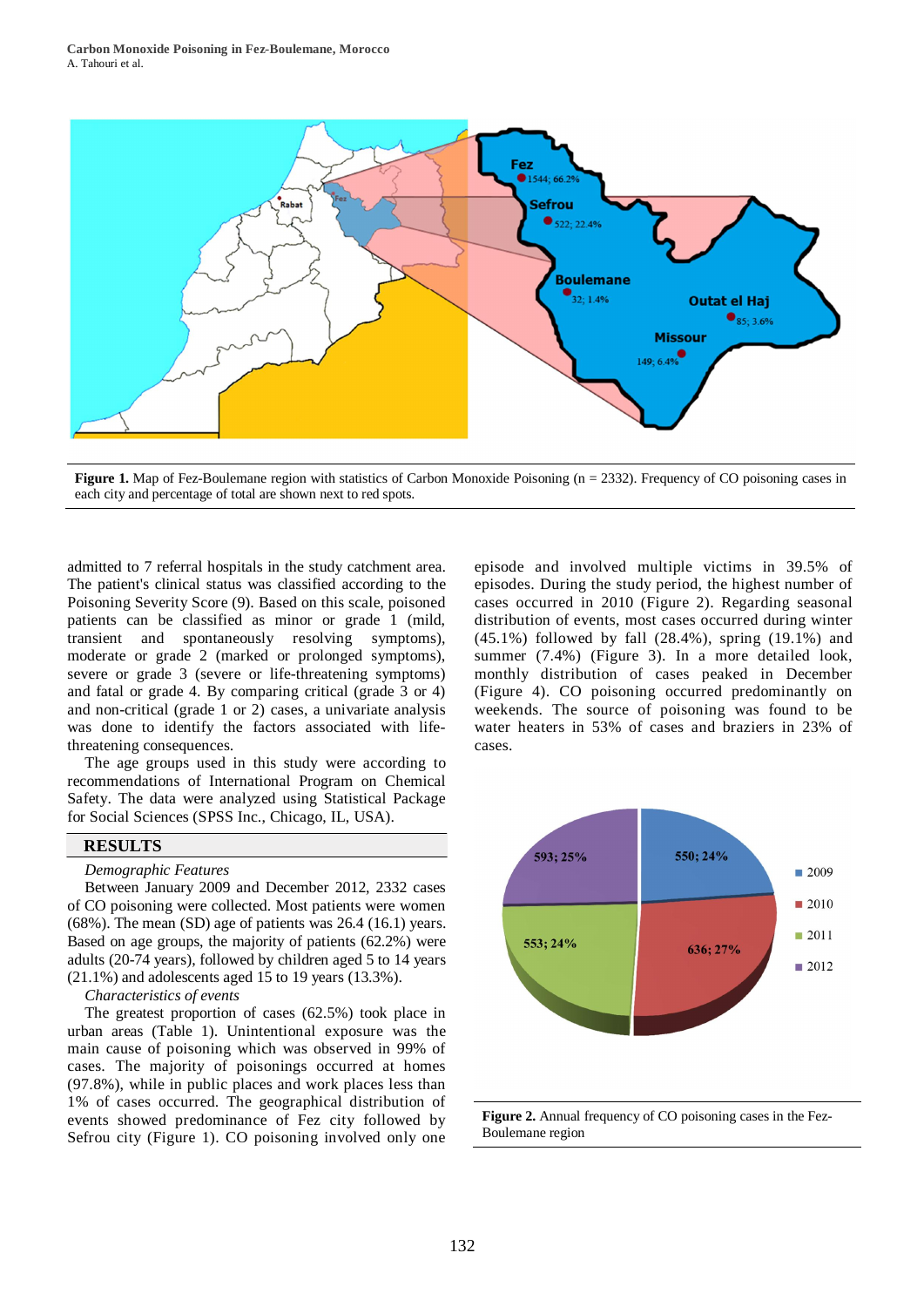Figure 1. Map of Fez-Boulemane region with statistics of Carbon Monoxide Poisoning (n = 2332). Frequency of CO poisoning cases in each city and percentage of total are shown next to red spots.

admitted to 7 referral hospitals in the study catchment area. The patient's clinical status was classified according to the Poisoning Severity Score (9). Based on this scale, poisoned patients can be classified as minor or grade 1 (mild, transient and spontaneously resolving symptoms), moderate or grade 2 (marked or prolonged symptoms), severe or grade 3 (severe or life-threatening symptoms) and fatal or grade 4. By comparing critical (grade 3 or 4) and non-critical (grade 1 or 2) cases, a univariate analysis was done to identify the factors associated with life-threatening consequences.

The age groups used in this study were according to recommendations of International Program on Chemical Safety. The data were analyzed using Statistical Package for Social Sciences (SPSS Inc., Chicago, IL, USA).

## RESULTS

*Demographic Features*

Between January 2009 and December 2012, 2332 cases of CO poisoning were collected. Most patients were women (68%). The mean (SD) age of patients was 26.4 (16.1) years. Based on age groups, the majority of patients (62.2%) were adults (20-74 years), followed by children aged 5 to 14 years (21.1%) and adolescents aged 15 to 19 years (13.3%).

*Characteristics of events*

The greatest proportion of cases (62.5%) took place in urban areas (Table 1). Unintentional exposure was the main cause of poisoning which was observed in 99% of cases. The majority of poisonings occurred at homes (97.8%), while in public places and work places less than 1% of cases occurred. The geographical distribution of events showed predominance of Fez city followed by Sefrou city (Figure 1). CO poisoning involved only one episode and involved multiple victims in 39.5% of episodes. During the study period, the highest number of cases occurred in 2010 (Figure 2). Regarding seasonal distribution of events, most cases occurred during winter (45.1%) followed by fall (28.4%), spring (19.1%) and summer (7.4%) (Figure 3). In a more detailed look, monthly distribution of cases peaked in December (Figure 4). CO poisoning occurred predominantly on weekends. The source of poisoning was found to be water heaters in 53% of cases and braziers in 23% of cases.

**Figure 2.** Annual frequency of CO poisoning cases in the Fez-Boulemane region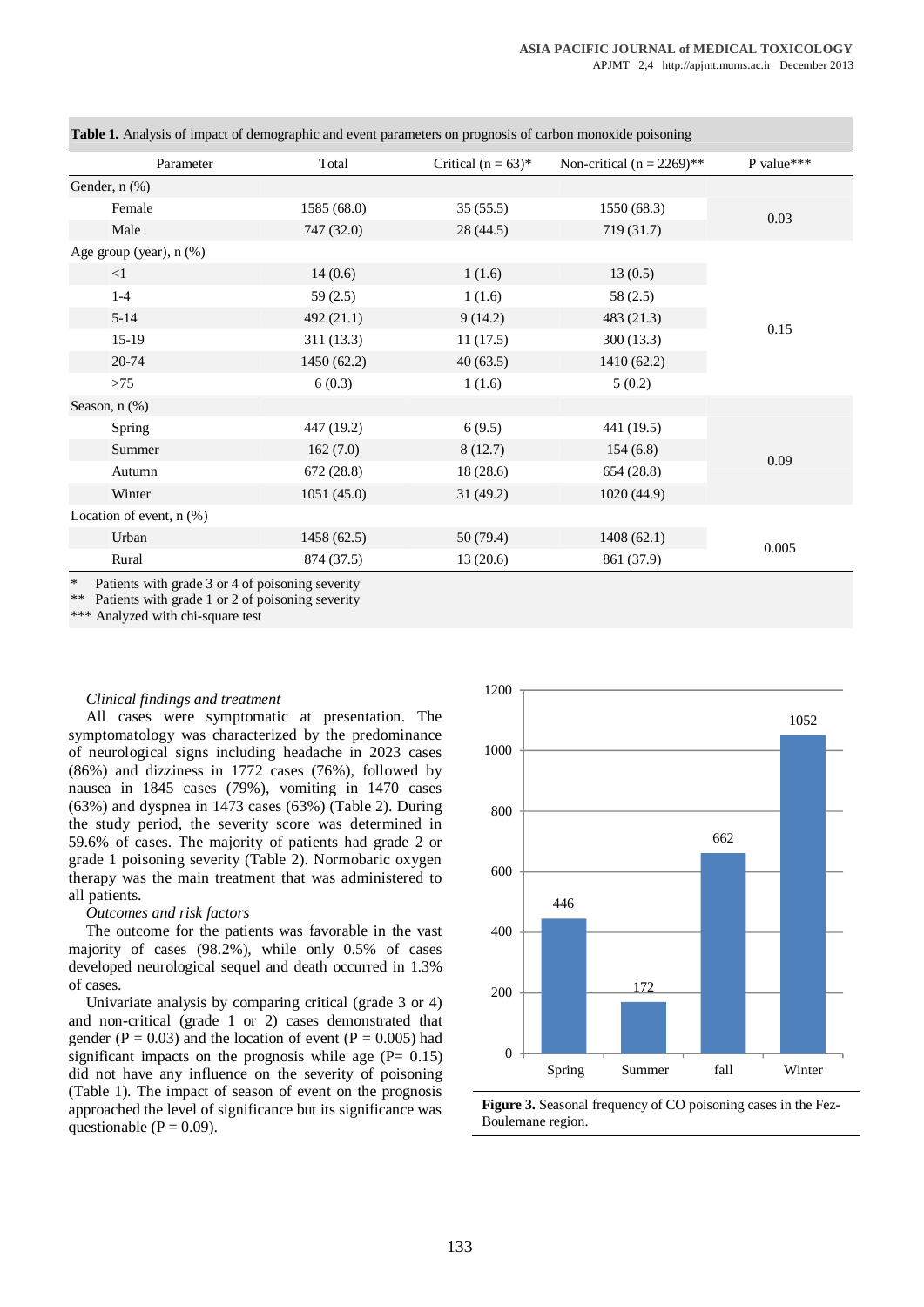**Table 1.** Analysis of impact of demographic and event parameters on prognosis of carbon monoxide poisoning

| Parameter | Total | Critical (n = 63)* | Non-critical (n = 2269)** | P value*** |
|---|---|---|---|---|
| Gender, n (%) | | | | |
| Female | 1585 (68.0) | 35 (55.5) | 1550 (68.3) | 0.03 |
| Male | 747 (32.0) | 28 (44.5) | 719 (31.7) | |
| Age group (year), n (%) | | | | |
| <1 | 14 (0.6) | 1 (1.6) | 13 (0.5) | 0.15 |
| 1-4 | 59 (2.5) | 1 (1.6) | 58 (2.5) | |
| 5-14 | 492 (21.1) | 9 (14.2) | 483 (21.3) | |
| 15-19 | 311 (13.3) | 11 (17.5) | 300 (13.3) | |
| 20-74 | 1450 (62.2) | 40 (63.5) | 1410 (62.2) | |
| >75 | 6 (0.3) | 1 (1.6) | 5 (0.2) | |
| Season, n (%) | | | | |
| Spring | 447 (19.2) | 6 (9.5) | 441 (19.5) | 0.09 |
| Summer | 162 (7.0) | 8 (12.7) | 154 (6.8) | |
| Autumn | 672 (28.8) | 18 (28.6) | 654 (28.8) | |
| Winter | 1051 (45.0) | 31 (49.2) | 1020 (44.9) | |
| Location of event, n (%) | | | | |
| Urban | 1458 (62.5) | 50 (79.4) | 1408 (62.1) | 0.005 |
| Rural | 874 (37.5) | 13 (20.6) | 861 (37.9) | |

\* Patients with grade 3 or 4 of poisoning severity
\** Patients with grade 1 or 2 of poisoning severity
\*** Analyzed with chi-square test

*Clinical findings and treatment*

All cases were symptomatic at presentation. The symptomatology was characterized by the predominance of neurological signs including headache in 2023 cases (86%) and dizziness in 1772 cases (76%), followed by nausea in 1845 cases (79%), vomiting in 1470 cases (63%) and dyspnea in 1473 cases (63%) (Table 2). During the study period, the severity score was determined in 59.6% of cases. The majority of patients had grade 2 or grade 1 poisoning severity (Table 2). Normobaric oxygen therapy was the main treatment that was administered to all patients.

*Outcomes and risk factors*

The outcome for the patients was favorable in the vast majority of cases (98.2%), while only 0.5% of cases developed neurological sequel and death occurred in 1.3% of cases.

Univariate analysis by comparing critical (grade 3 or 4) and non-critical (grade 1 or 2) cases demonstrated that gender (P = 0.03) and the location of event (P = 0.005) had significant impacts on the prognosis while age (P= 0.15) did not have any influence on the severity of poisoning (Table 1). The impact of season of event on the prognosis approached the level of significance but its significance was questionable (P = 0.09).

| Season | Cases |
|---|---|
| Spring | 446 |
| Summer | 172 |
| fall | 662 |
| Winter | 1052 |

**Figure 3.** Seasonal frequency of CO poisoning cases in the Fez-Boulemane region.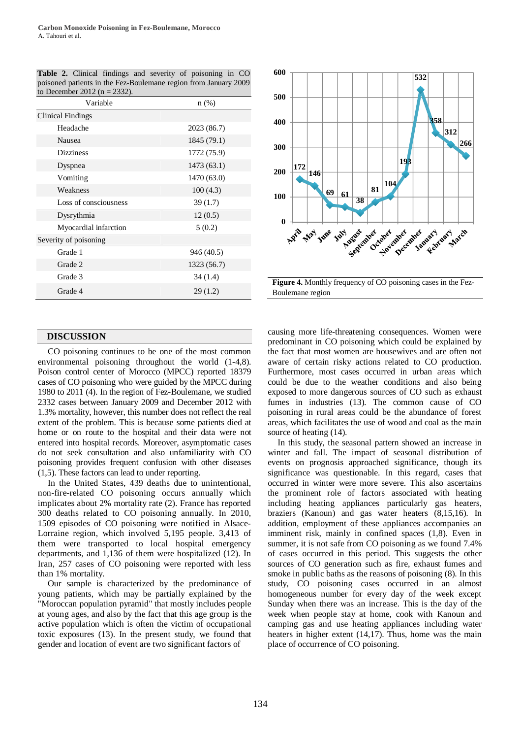**Table 2.** Clinical findings and severity of poisoning in CO poisoned patients in the Fez-Boulemane region from January 2009 to December 2012 (n = 2332).

| Variable | n (%) |
|---|---|
| Clinical Findings | |
| Headache | 2023 (86.7) |
| Nausea | 1845 (79.1) |
| Dizziness | 1772 (75.9) |
| Dyspnea | 1473 (63.1) |
| Vomiting | 1470 (63.0) |
| Weakness | 100 (4.3) |
| Loss of consciousness | 39 (1.7) |
| Dysrythmia | 12 (0.5) |
| Myocardial infarction | 5 (0.2) |
| Severity of poisoning | |
| Grade 1 | 946 (40.5) |
| Grade 2 | 1323 (56.7) |
| Grade 3 | 34 (1.4) |
| Grade 4 | 29 (1.2) |

| Month | Cases |
|---|---|
| April | 172 |
| May | 146 |
| June | 69 |
| July | 61 |
| August | 38 |
| September | 81 |
| October | 104 |
| November | 193 |
| December | 532 |
| January | 358 |
| February | 312 |
| March | 266 |

**Figure 4.** Monthly frequency of CO poisoning cases in the Fez-Boulemane region

## DISCUSSION

CO poisoning continues to be one of the most common environmental poisoning throughout the world (1-4,8). Poison control center of Morocco (MPCC) reported 18379 cases of CO poisoning who were guided by the MPCC during 1980 to 2011 (4). In the region of Fez-Boulemane, we studied 2332 cases between January 2009 and December 2012 with 1.3% mortality, however, this number does not reflect the real extent of the problem. This is because some patients died at home or on route to the hospital and their data were not entered into hospital records. Moreover, asymptomatic cases do not seek consultation and also unfamiliarity with CO poisoning provides frequent confusion with other diseases (1,5). These factors can lead to under reporting.

In the United States, 439 deaths due to unintentional, non-fire-related CO poisoning occurs annually which implicates about 2% mortality rate (2). France has reported 300 deaths related to CO poisoning annually. In 2010, 1509 episodes of CO poisoning were notified in Alsace-Lorraine region, which involved 5,195 people. 3,413 of them were transported to local hospital emergency departments, and 1,136 of them were hospitalized (12). In Iran, 257 cases of CO poisoning were reported with less than 1% mortality.

Our sample is characterized by the predominance of young patients, which may be partially explained by the "Moroccan population pyramid" that mostly includes people at young ages, and also by the fact that this age group is the active population which is often the victim of occupational toxic exposures (13). In the present study, we found that gender and location of event are two significant factors of causing more life-threatening consequences. Women were predominant in CO poisoning which could be explained by the fact that most women are housewives and are often not aware of certain risky actions related to CO production. Furthermore, most cases occurred in urban areas which could be due to the weather conditions and also being exposed to more dangerous sources of CO such as exhaust fumes in industries (13). The common cause of CO poisoning in rural areas could be the abundance of forest areas, which facilitates the use of wood and coal as the main source of heating (14).

In this study, the seasonal pattern showed an increase in winter and fall. The impact of seasonal distribution of events on prognosis approached significance, though its significance was questionable. In this regard, cases that occurred in winter were more severe. This also ascertains the prominent role of factors associated with heating including heating appliances particularly gas heaters, braziers (Kanoun) and gas water heaters (8,15,16). In addition, employment of these appliances accompanies an imminent risk, mainly in confined spaces (1,8). Even in summer, it is not safe from CO poisoning as we found 7.4% of cases occurred in this period. This suggests the other sources of CO generation such as fire, exhaust fumes and smoke in public baths as the reasons of poisoning (8). In this study, CO poisoning cases occurred in an almost homogeneous number for every day of the week except Sunday when there was an increase. This is the day of the week when people stay at home, cook with Kanoun and camping gas and use heating appliances including water heaters in higher extent (14,17). Thus, home was the main place of occurrence of CO poisoning.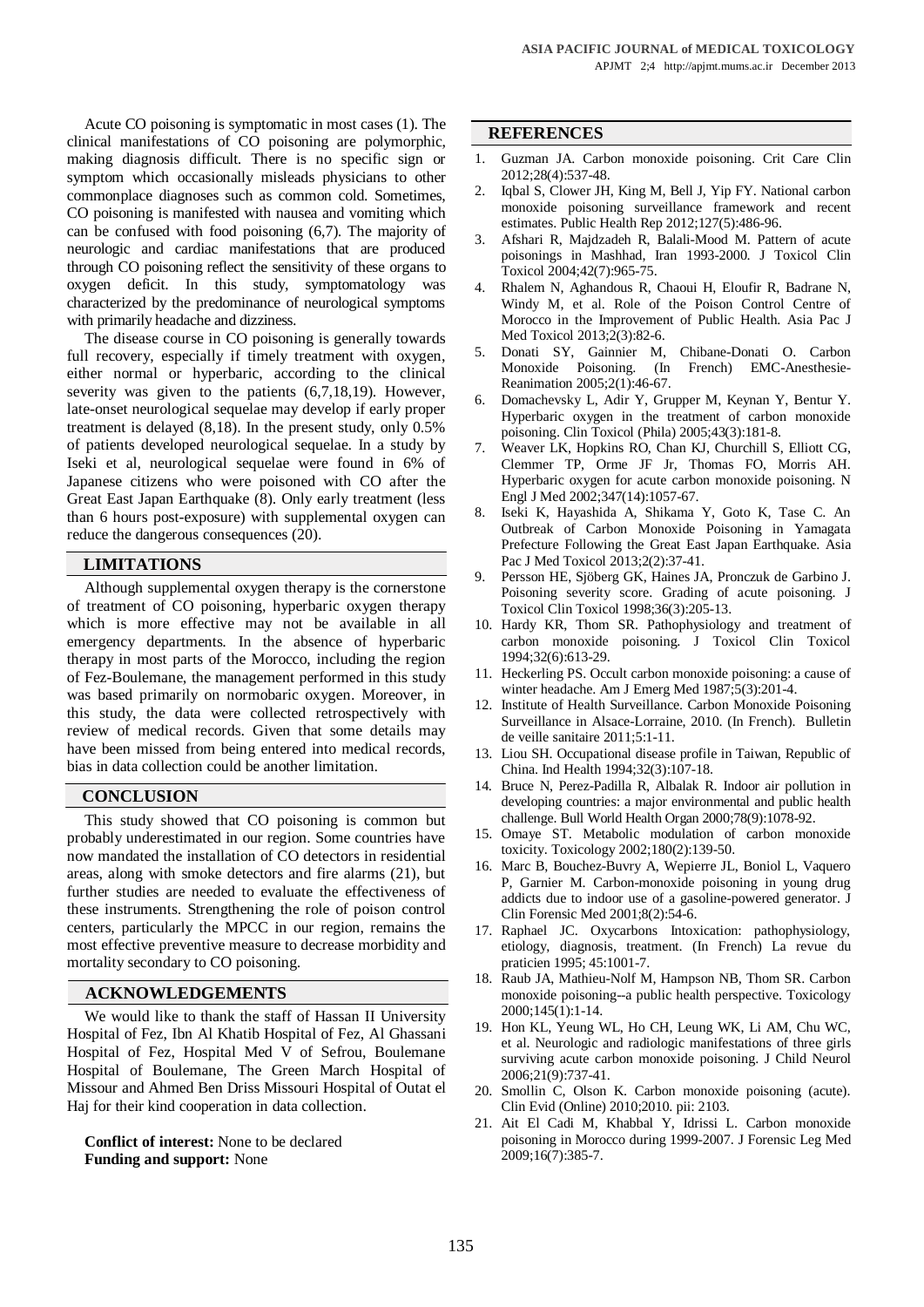Acute CO poisoning is symptomatic in most cases (1). The clinical manifestations of CO poisoning are polymorphic, making diagnosis difficult. There is no specific sign or symptom which occasionally misleads physicians to other commonplace diagnoses such as common cold. Sometimes, CO poisoning is manifested with nausea and vomiting which can be confused with food poisoning (6,7). The majority of neurologic and cardiac manifestations that are produced through CO poisoning reflect the sensitivity of these organs to oxygen deficit. In this study, symptomatology was characterized by the predominance of neurological symptoms with primarily headache and dizziness.

The disease course in CO poisoning is generally towards full recovery, especially if timely treatment with oxygen, either normal or hyperbaric, according to the clinical severity was given to the patients (6,7,18,19). However, late-onset neurological sequelae may develop if early proper treatment is delayed (8,18). In the present study, only 0.5% of patients developed neurological sequelae. In a study by Iseki et al, neurological sequelae were found in 6% of Japanese citizens who were poisoned with CO after the Great East Japan Earthquake (8). Only early treatment (less than 6 hours post-exposure) with supplemental oxygen can reduce the dangerous consequences (20).

## LIMITATIONS

Although supplemental oxygen therapy is the cornerstone of treatment of CO poisoning, hyperbaric oxygen therapy which is more effective may not be available in all emergency departments. In the absence of hyperbaric therapy in most parts of the Morocco, including the region of Fez-Boulemane, the management performed in this study was based primarily on normobaric oxygen. Moreover, in this study, the data were collected retrospectively with review of medical records. Given that some details may have been missed from being entered into medical records, bias in data collection could be another limitation.

## CONCLUSION

This study showed that CO poisoning is common but probably underestimated in our region. Some countries have now mandated the installation of CO detectors in residential areas, along with smoke detectors and fire alarms (21), but further studies are needed to evaluate the effectiveness of these instruments. Strengthening the role of poison control centers, particularly the MPCC in our region, remains the most effective preventive measure to decrease morbidity and mortality secondary to CO poisoning.

## ACKNOWLEDGEMENTS

We would like to thank the staff of Hassan II University Hospital of Fez, Ibn Al Khatib Hospital of Fez, Al Ghassani Hospital of Fez, Hospital Med V of Sefrou, Boulemane Hospital of Boulemane, The Green March Hospital of Missour and Ahmed Ben Driss Missouri Hospital of Outat el Haj for their kind cooperation in data collection.

**Conflict of interest:** None to be declared
**Funding and support:** None

## REFERENCES

1. Guzman JA. Carbon monoxide poisoning. Crit Care Clin 2012;28(4):537-48.
2. Iqbal S, Clower JH, King M, Bell J, Yip FY. National carbon monoxide poisoning surveillance framework and recent estimates. Public Health Rep 2012;127(5):486-96.
3. Afshari R, Majdzadeh R, Balali-Mood M. Pattern of acute poisonings in Mashhad, Iran 1993-2000. J Toxicol Clin Toxicol 2004;42(7):965-75.
4. Rhalem N, Aghandous R, Chaoui H, Eloufir R, Badrane N, Windy M, et al. Role of the Poison Control Centre of Morocco in the Improvement of Public Health. Asia Pac J Med Toxicol 2013;2(3):82-6.
5. Donati SY, Gainnier M, Chibane-Donati O. Carbon Monoxide Poisoning. (In French) EMC-Anesthesie-Reanimation 2005;2(1):46-67.
6. Domachevsky L, Adir Y, Grupper M, Keynan Y, Bentur Y. Hyperbaric oxygen in the treatment of carbon monoxide poisoning. Clin Toxicol (Phila) 2005;43(3):181-8.
7. Weaver LK, Hopkins RO, Chan KJ, Churchill S, Elliott CG, Clemmer TP, Orme JF Jr, Thomas FO, Morris AH. Hyperbaric oxygen for acute carbon monoxide poisoning. N Engl J Med 2002;347(14):1057-67.
8. Iseki K, Hayashida A, Shikama Y, Goto K, Tase C. An Outbreak of Carbon Monoxide Poisoning in Yamagata Prefecture Following the Great East Japan Earthquake. Asia Pac J Med Toxicol 2013;2(2):37-41.
9. Persson HE, Sjöberg GK, Haines JA, Pronczuk de Garbino J. Poisoning severity score. Grading of acute poisoning. J Toxicol Clin Toxicol 1998;36(3):205-13.
10. Hardy KR, Thom SR. Pathophysiology and treatment of carbon monoxide poisoning. J Toxicol Clin Toxicol 1994;32(6):613-29.
11. Heckerling PS. Occult carbon monoxide poisoning: a cause of winter headache. Am J Emerg Med 1987;5(3):201-4.
12. Institute of Health Surveillance. Carbon Monoxide Poisoning Surveillance in Alsace-Lorraine, 2010. (In French). Bulletin de veille sanitaire 2011;5:1-11.
13. Liou SH. Occupational disease profile in Taiwan, Republic of China. Ind Health 1994;32(3):107-18.
14. Bruce N, Perez-Padilla R, Albalak R. Indoor air pollution in developing countries: a major environmental and public health challenge. Bull World Health Organ 2000;78(9):1078-92.
15. Omaye ST. Metabolic modulation of carbon monoxide toxicity. Toxicology 2002;180(2):139-50.
16. Marc B, Bouchez-Buvry A, Wepierre JL, Boniol L, Vaquero P, Garnier M. Carbon-monoxide poisoning in young drug addicts due to indoor use of a gasoline-powered generator. J Clin Forensic Med 2001;8(2):54-6.
17. Raphael JC. Oxycarbons Intoxication: pathophysiology, etiology, diagnosis, treatment. (In French) La revue du praticien 1995; 45:1001-7.
18. Raub JA, Mathieu-Nolf M, Hampson NB, Thom SR. Carbon monoxide poisoning--a public health perspective. Toxicology 2000;145(1):1-14.
19. Hon KL, Yeung WL, Ho CH, Leung WK, Li AM, Chu WC, et al. Neurologic and radiologic manifestations of three girls surviving acute carbon monoxide poisoning. J Child Neurol 2006;21(9):737-41.
20. Smollin C, Olson K. Carbon monoxide poisoning (acute). Clin Evid (Online) 2010;2010. pii: 2103.
21. Ait El Cadi M, Khabbal Y, Idrissi L. Carbon monoxide poisoning in Morocco during 1999-2007. J Forensic Leg Med 2009;16(7):385-7.